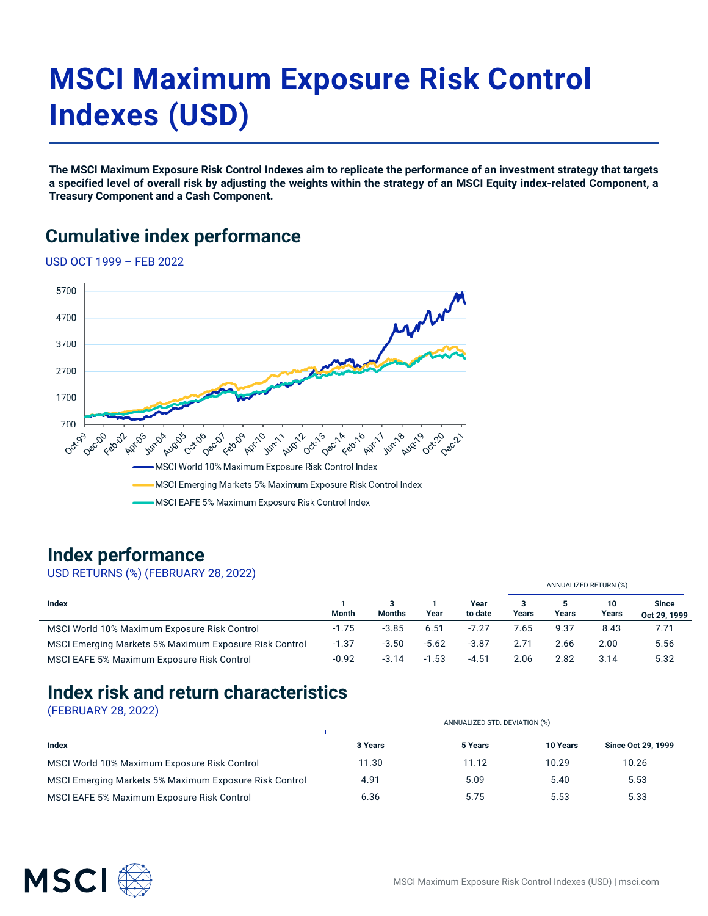// MSCI Maximum Exposure Risk Control Indexes (USD)

# MSCI Maximum Exposure Risk Control Indexes (USD)

**The MSCI Maximum Exposure Risk Control Indexes aim to replicate the performance of an investment strategy that targets a specified level of overall risk by adjusting the weights within the strategy of an MSCI Equity index-related Component, a Treasury Component and a Cash Component.**

## Cumulative index performance

USD OCT 1999 – FEB 2022

MSCI World 10% Maximum Exposure Risk Control Index
MSCI Emerging Markets 5% Maximum Exposure Risk Control Index
MSCI EAFE 5% Maximum Exposure Risk Control Index

## Index performance

USD RETURNS (%) (FEBRUARY 28, 2022)

| Index | 1 Month | 3 Months | 1 Year | Year to date | ANNUALIZED RETURN (%) 3 Years | 5 Years | 10 Years | Since Oct 29, 1999 |
|---|---|---|---|---|---|---|---|---|
| MSCI World 10% Maximum Exposure Risk Control | -1.75 | -3.85 | 6.51 | -7.27 | 7.65 | 9.37 | 8.43 | 7.71 |
| MSCI Emerging Markets 5% Maximum Exposure Risk Control | -1.37 | -3.50 | -5.62 | -3.87 | 2.71 | 2.66 | 2.00 | 5.56 |
| MSCI EAFE 5% Maximum Exposure Risk Control | -0.92 | -3.14 | -1.53 | -4.51 | 2.06 | 2.82 | 3.14 | 5.32 |

## Index risk and return characteristics

(FEBRUARY 28, 2022)

| Index | ANNUALIZED STD. DEVIATION (%) 3 Years | 5 Years | 10 Years | Since Oct 29, 1999 |
|---|---|---|---|---|
| MSCI World 10% Maximum Exposure Risk Control | 11.30 | 11.12 | 10.29 | 10.26 |
| MSCI Emerging Markets 5% Maximum Exposure Risk Control | 4.91 | 5.09 | 5.40 | 5.53 |
| MSCI EAFE 5% Maximum Exposure Risk Control | 6.36 | 5.75 | 5.53 | 5.33 |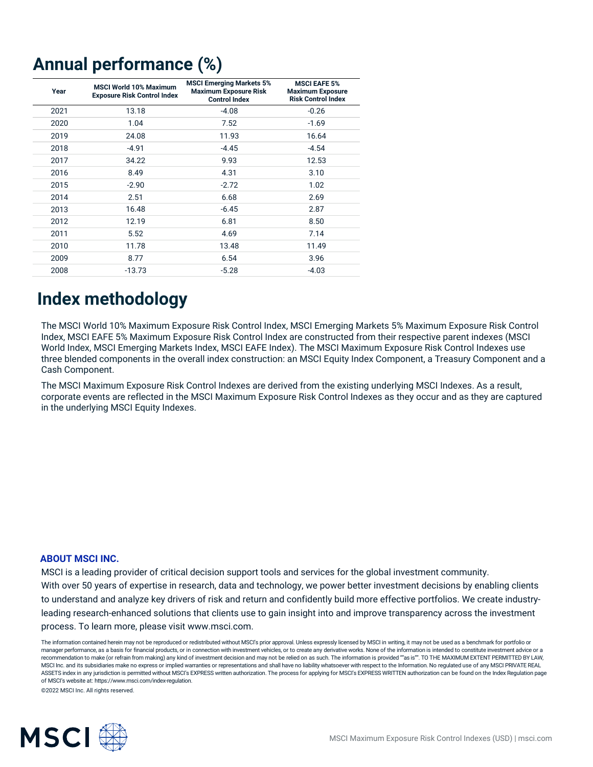# Annual performance (%)

| Year | MSCI World 10% Maximum Exposure Risk Control Index | MSCI Emerging Markets 5% Maximum Exposure Risk Control Index | MSCI EAFE 5% Maximum Exposure Risk Control Index |
|---|---|---|---|
| 2021 | 13.18 | -4.08 | -0.26 |
| 2020 | 1.04 | 7.52 | -1.69 |
| 2019 | 24.08 | 11.93 | 16.64 |
| 2018 | -4.91 | -4.45 | -4.54 |
| 2017 | 34.22 | 9.93 | 12.53 |
| 2016 | 8.49 | 4.31 | 3.10 |
| 2015 | -2.90 | -2.72 | 1.02 |
| 2014 | 2.51 | 6.68 | 2.69 |
| 2013 | 16.48 | -6.45 | 2.87 |
| 2012 | 12.19 | 6.81 | 8.50 |
| 2011 | 5.52 | 4.69 | 7.14 |
| 2010 | 11.78 | 13.48 | 11.49 |
| 2009 | 8.77 | 6.54 | 3.96 |
| 2008 | -13.73 | -5.28 | -4.03 |

# Index methodology

The MSCI World 10% Maximum Exposure Risk Control Index, MSCI Emerging Markets 5% Maximum Exposure Risk Control Index, MSCI EAFE 5% Maximum Exposure Risk Control Index are constructed from their respective parent indexes (MSCI World Index, MSCI Emerging Markets Index, MSCI EAFE Index). The MSCI Maximum Exposure Risk Control Indexes use three blended components in the overall index construction: an MSCI Equity Index Component, a Treasury Component and a Cash Component.

The MSCI Maximum Exposure Risk Control Indexes are derived from the existing underlying MSCI Indexes. As a result, corporate events are reflected in the MSCI Maximum Exposure Risk Control Indexes as they occur and as they are captured in the underlying MSCI Equity Indexes.

**ABOUT MSCI INC.**

MSCI is a leading provider of critical decision support tools and services for the global investment community. With over 50 years of expertise in research, data and technology, we power better investment decisions by enabling clients to understand and analyze key drivers of risk and return and confidently build more effective portfolios. We create industry-leading research-enhanced solutions that clients use to gain insight into and improve transparency across the investment process. To learn more, please visit www.msci.com.

The information contained herein may not be reproduced or redistributed without MSCI's prior approval. Unless expressly licensed by MSCI in writing, it may not be used as a benchmark for portfolio or manager performance, as a basis for financial products, or in connection with investment vehicles, or to create any derivative works. None of the information is intended to constitute investment advice or a recommendation to make (or refrain from making) any kind of investment decision and may not be relied on as such. The information is provided ""as is"". TO THE MAXIMUM EXTENT PERMITTED BY LAW, MSCI Inc. and its subsidiaries make no express or implied warranties or representations and shall have no liability whatsoever with respect to the Information. No regulated use of any MSCI PRIVATE REAL ASSETS index in any jurisdiction is permitted without MSCI's EXPRESS written authorization. The process for applying for MSCI's EXPRESS WRITTEN authorization can be found on the Index Regulation page of MSCI's website at: https://www.msci.com/index-regulation.

©2022 MSCI Inc. All rights reserved.